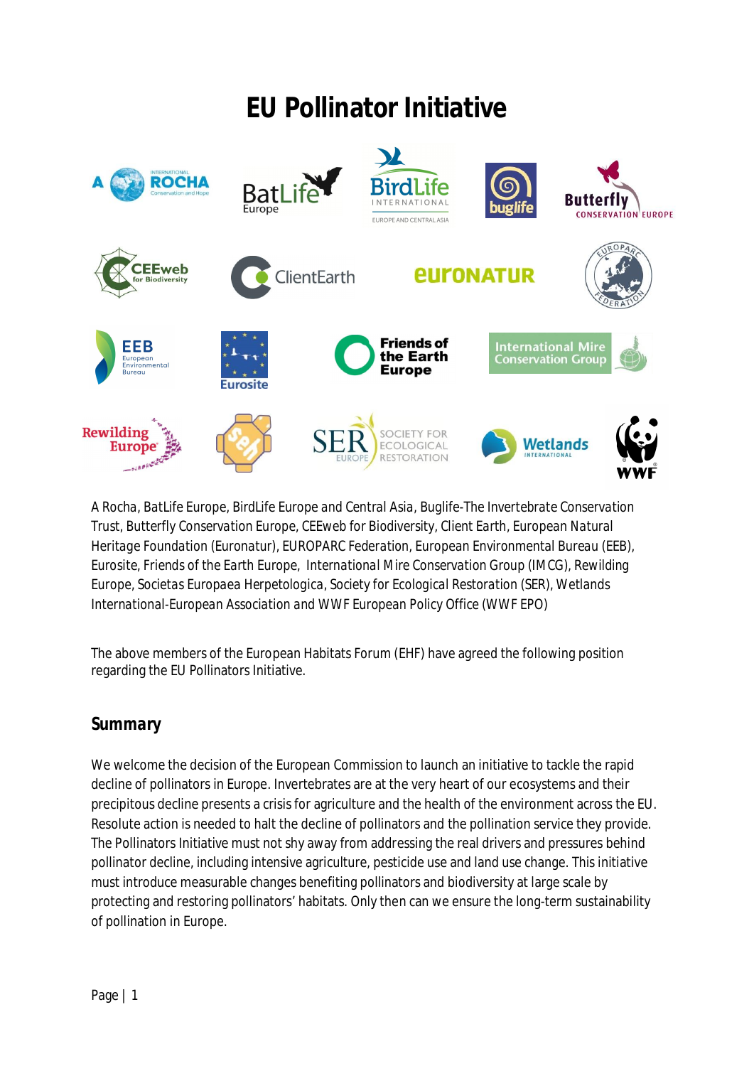# EU Pollinator Initiative

A Rocha, BatLife Europe, BirdLife Europe and Central Asia, Buglife-The Invertebrate Conservation Trust, Butterfly Conservation Europe, CEEweb for Biodiversity, Client Earth, European Natural Heritage Foundation (Euronatur), EUROPARC Federation, European Environmental Bureau (EEB), Eurosite, Friends of the Earth Europe, International Mire Conservation Group (IMCG), Rewilding Europe, Societas Europaea Herpetologica, Society for Ecological Restoration (SER), Wetlands International-European Association and WWF European Policy Office (WWF EPO)

The above members of the European Habitats Forum (EHF) have agreed the following position regarding the EU Pollinators Initiative.

## Summary

We welcome the decision of the European Commission to launch an initiative to tackle the rapid decline of pollinators in Europe. Invertebrates are at the very heart of our ecosystems and their precipitous decline presents a crisis for agriculture and the health of the environment across the EU. Resolute action is needed to halt the decline of pollinators and the pollination service they provide. The Pollinators Initiative must not shy away from addressing the real drivers and pressures behind pollinator decline, including intensive agriculture, pesticide use and land use change. This initiative must introduce measurable changes benefiting pollinators and biodiversity at large scale by protecting and restoring pollinators' habitats. Only then can we ensure the long-term sustainability of pollination in Europe.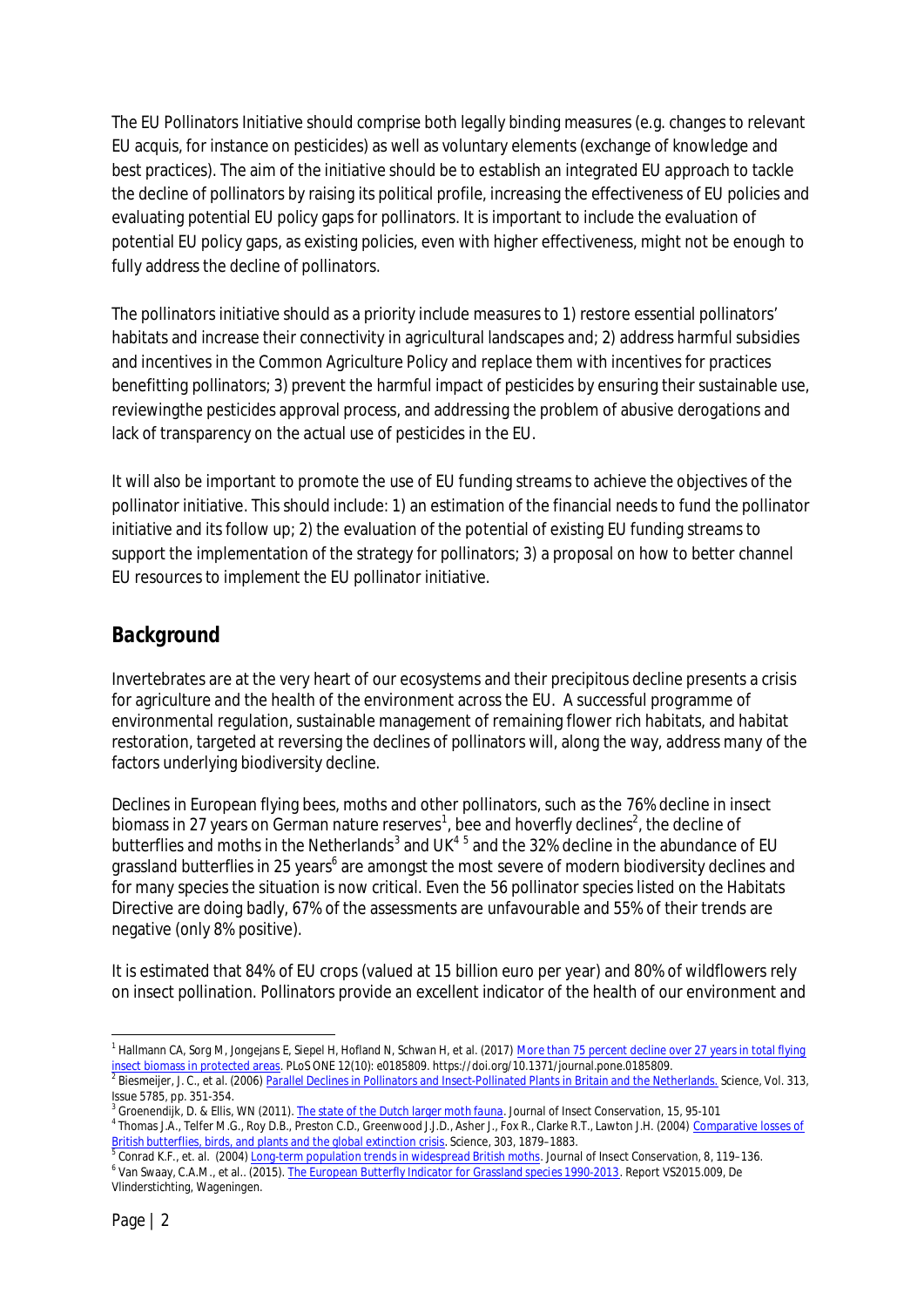The EU Pollinators Initiative should comprise both legally binding measures (e.g. changes to relevant EU acquis, for instance on pesticides) as well as voluntary elements (exchange of knowledge and best practices). The aim of the initiative should be to establish an integrated EU approach to tackle the decline of pollinators by raising its political profile, increasing the effectiveness of EU policies and evaluating potential EU policy gaps for pollinators. It is important to include the evaluation of potential EU policy gaps, as existing policies, even with higher effectiveness, might not be enough to fully address the decline of pollinators.

The pollinators initiative should as a priority include measures to 1) restore essential pollinators' habitats and increase their connectivity in agricultural landscapes and; 2) address harmful subsidies and incentives in the Common Agriculture Policy and replace them with incentives for practices benefitting pollinators; 3) prevent the harmful impact of pesticides by ensuring their sustainable use, reviewingthe pesticides approval process, and addressing the problem of abusive derogations and lack of transparency on the actual use of pesticides in the EU.

It will also be important to promote the use of EU funding streams to achieve the objectives of the pollinator initiative. This should include: 1) an estimation of the financial needs to fund the pollinator initiative and its follow up; 2) the evaluation of the potential of existing EU funding streams to support the implementation of the strategy for pollinators; 3) a proposal on how to better channel EU resources to implement the EU pollinator initiative.

## Background

Invertebrates are at the very heart of our ecosystems and their precipitous decline presents a crisis for agriculture and the health of the environment across the EU. A successful programme of environmental regulation, sustainable management of remaining flower rich habitats, and habitat restoration, targeted at reversing the declines of pollinators will, along the way, address many of the factors underlying biodiversity decline.

Declines in European flying bees, moths and other pollinators, such as the 76% decline in insect biomass in 27 years on German nature reserves[1], bee and hoverfly declines[2], the decline of butterflies and moths in the Netherlands[3] and UK[4] [5] and the 32% decline in the abundance of EU grassland butterflies in 25 years[6] are amongst the most severe of modern biodiversity declines and for many species the situation is now critical. Even the 56 pollinator species listed on the Habitats Directive are doing badly, 67% of the assessments are unfavourable and 55% of their trends are negative (only 8% positive).

It is estimated that 84% of EU crops (valued at 15 billion euro per year) and 80% of wildflowers rely on insect pollination. Pollinators provide an excellent indicator of the health of our environment and

---

[1] Hallmann CA, Sorg M, Jongejans E, Siepel H, Hofland N, Schwan H, et al. (2017) More than 75 percent decline over 27 years in total flying insect biomass in protected areas. PLoS ONE 12(10): e0185809. https://doi.org/10.1371/journal.pone.0185809.

[2] Biesmeijer, J. C., et al. (2006) Parallel Declines in Pollinators and Insect-Pollinated Plants in Britain and the Netherlands. Science, Vol. 313, Issue 5785, pp. 351-354.

[3] Groenendijk, D. & Ellis, WN (2011). The state of the Dutch larger moth fauna. Journal of Insect Conservation, 15, 95-101

[4] Thomas J.A., Telfer M.G., Roy D.B., Preston C.D., Greenwood J.J.D., Asher J., Fox R., Clarke R.T., Lawton J.H. (2004) Comparative losses of British butterflies, birds, and plants and the global extinction crisis. Science, 303, 1879–1883.

[5] Conrad K.F., et. al. (2004) Long-term population trends in widespread British moths. Journal of Insect Conservation, 8, 119–136.

[6] Van Swaay, C.A.M., et al.. (2015). The European Butterfly Indicator for Grassland species 1990-2013. Report VS2015.009, De Vlinderstichting, Wageningen.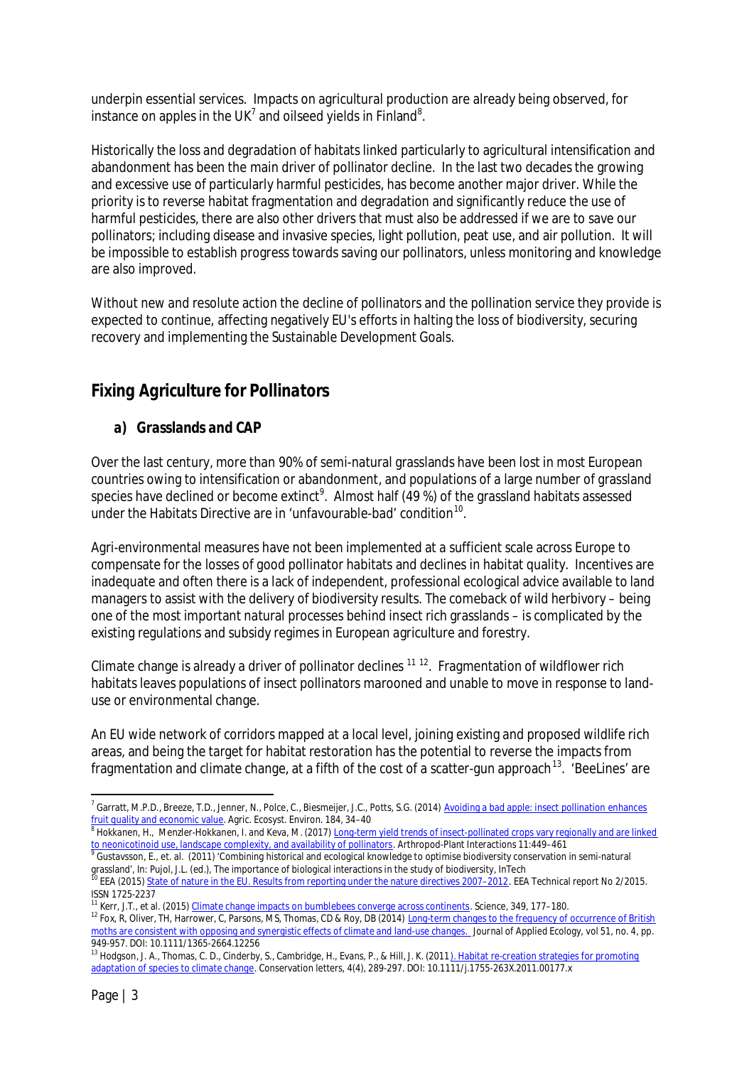underpin essential services. Impacts on agricultural production are already being observed, for instance on apples in the UK[7] and oilseed yields in Finland[8].

Historically the loss and degradation of habitats linked particularly to agricultural intensification and abandonment has been the main driver of pollinator decline. In the last two decades the growing and excessive use of particularly harmful pesticides, has become another major driver. While the priority is to reverse habitat fragmentation and degradation and significantly reduce the use of harmful pesticides, there are also other drivers that must also be addressed if we are to save our pollinators; including disease and invasive species, light pollution, peat use, and air pollution. It will be impossible to establish progress towards saving our pollinators, unless monitoring and knowledge are also improved.

Without new and resolute action the decline of pollinators and the pollination service they provide is expected to continue, affecting negatively EU's efforts in halting the loss of biodiversity, securing recovery and implementing the Sustainable Development Goals.

## Fixing Agriculture for Pollinators

### a) Grasslands and CAP

Over the last century, more than 90% of semi-natural grasslands have been lost in most European countries owing to intensification or abandonment, and populations of a large number of grassland species have declined or become extinct[9]. Almost half (49 %) of the grassland habitats assessed under the Habitats Directive are in 'unfavourable-bad' condition[10].

Agri-environmental measures have not been implemented at a sufficient scale across Europe to compensate for the losses of good pollinator habitats and declines in habitat quality. Incentives are inadequate and often there is a lack of independent, professional ecological advice available to land managers to assist with the delivery of biodiversity results. The comeback of wild herbivory – being one of the most important natural processes behind insect rich grasslands – is complicated by the existing regulations and subsidy regimes in European agriculture and forestry.

Climate change is already a driver of pollinator declines [11] [12]. Fragmentation of wildflower rich habitats leaves populations of insect pollinators marooned and unable to move in response to land-use or environmental change.

An EU wide network of corridors mapped at a local level, joining existing and proposed wildlife rich areas, and being the target for habitat restoration has the potential to reverse the impacts from fragmentation and climate change, at a fifth of the cost of a scatter-gun approach[13]. 'BeeLines' are

---

[7] Garratt, M.P.D., Breeze, T.D., Jenner, N., Polce, C., Biesmeijer, J.C., Potts, S.G. (2014) Avoiding a bad apple: insect pollination enhances fruit quality and economic value. Agric. Ecosyst. Environ. 184, 34–40

[8] Hokkanen, H., Menzler-Hokkanen, I. and Keva, M. (2017) Long-term yield trends of insect-pollinated crops vary regionally and are linked to neonicotinoid use, landscape complexity, and availability of pollinators. Arthropod-Plant Interactions 11:449–461

[9] Gustavsson, E., et. al. (2011) 'Combining historical and ecological knowledge to optimise biodiversity conservation in semi-natural grassland', In: Pujol, J.L. (ed.), The importance of biological interactions in the study of biodiversity, InTech

[10] EEA (2015) State of nature in the EU. Results from reporting under the nature directives 2007–2012. EEA Technical report No 2/2015. ISSN 1725-2237

[11] Kerr, J.T., et al. (2015) Climate change impacts on bumblebees converge across continents. Science, 349, 177–180.

[12] Fox, R, Oliver, TH, Harrower, C, Parsons, MS, Thomas, CD & Roy, DB (2014) Long-term changes to the frequency of occurrence of British moths are consistent with opposing and synergistic effects of climate and land-use changes. Journal of Applied Ecology, vol 51, no. 4, pp. 949-957. DOI: 10.1111/1365-2664.12256

[13] Hodgson, J. A., Thomas, C. D., Cinderby, S., Cambridge, H., Evans, P., & Hill, J. K. (2011). Habitat re-creation strategies for promoting adaptation of species to climate change. Conservation letters, 4(4), 289-297. DOI: 10.1111/j.1755-263X.2011.00177.x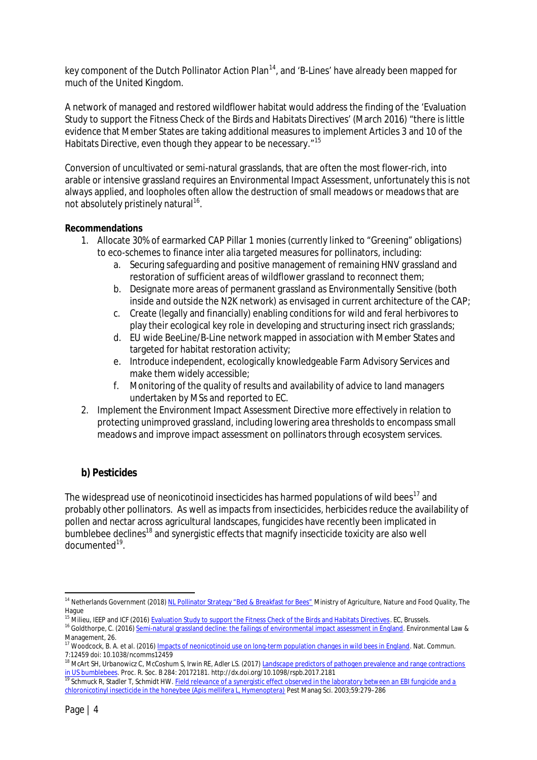key component of the Dutch Pollinator Action Plan[14], and 'B-Lines' have already been mapped for much of the United Kingdom.

A network of managed and restored wildflower habitat would address the finding of the 'Evaluation Study to support the Fitness Check of the Birds and Habitats Directives' (March 2016) "there is little evidence that Member States are taking additional measures to implement Articles 3 and 10 of the Habitats Directive, even though they appear to be necessary."[15]

Conversion of uncultivated or semi-natural grasslands, that are often the most flower-rich, into arable or intensive grassland requires an Environmental Impact Assessment, unfortunately this is not always applied, and loopholes often allow the destruction of small meadows or meadows that are not absolutely pristinely natural[16].

**Recommendations**

1. Allocate 30% of earmarked CAP Pillar 1 monies (currently linked to "Greening" obligations) to eco-schemes to finance inter alia targeted measures for pollinators, including:
    a. Securing safeguarding and positive management of remaining HNV grassland and restoration of sufficient areas of wildflower grassland to reconnect them;
    b. Designate more areas of permanent grassland as Environmentally Sensitive (both inside and outside the N2K network) as envisaged in current architecture of the CAP;
    c. Create (legally and financially) enabling conditions for wild and feral herbivores to play their ecological key role in developing and structuring insect rich grasslands;
    d. EU wide BeeLine/B-Line network mapped in association with Member States and targeted for habitat restoration activity;
    e. Introduce independent, ecologically knowledgeable Farm Advisory Services and make them widely accessible;
    f. Monitoring of the quality of results and availability of advice to land managers undertaken by MSs and reported to EC.
2. Implement the Environment Impact Assessment Directive more effectively in relation to protecting unimproved grassland, including lowering area thresholds to encompass small meadows and improve impact assessment on pollinators through ecosystem services.

### b) Pesticides

The widespread use of neonicotinoid insecticides has harmed populations of wild bees[17] and probably other pollinators. As well as impacts from insecticides, herbicides reduce the availability of pollen and nectar across agricultural landscapes, fungicides have recently been implicated in bumblebee declines[18] and synergistic effects that magnify insecticide toxicity are also well documented[19].

---

[14] Netherlands Government (2018) NL Pollinator Strategy "Bed & Breakfast for Bees" Ministry of Agriculture, Nature and Food Quality, The Hague

[15] Milieu, IEEP and ICF (2016) Evaluation Study to support the Fitness Check of the Birds and Habitats Directives. EC, Brussels.

[16] Goldthorpe, C. (2016) Semi-natural grassland decline: the failings of environmental impact assessment in England. Environmental Law & Management, 26.

[17] Woodcock, B. A. et al. (2016) Impacts of neonicotinoid use on long-term population changes in wild bees in England. Nat. Commun. 7:12459 doi: 10.1038/ncomms12459

[18] McArt SH, Urbanowicz C, McCoshum S, Irwin RE, Adler LS. (2017) Landscape predictors of pathogen prevalence and range contractions in US bumblebees. Proc. R. Soc. B 284: 20172181. http://dx.doi.org/10.1098/rspb.2017.2181

[19] Schmuck R, Stadler T, Schmidt HW. Field relevance of a synergistic effect observed in the laboratory between an EBI fungicide and a chloronicotinyl insecticide in the honeybee (Apis mellifera L, Hymenoptera) Pest Manag Sci. 2003;59:279–286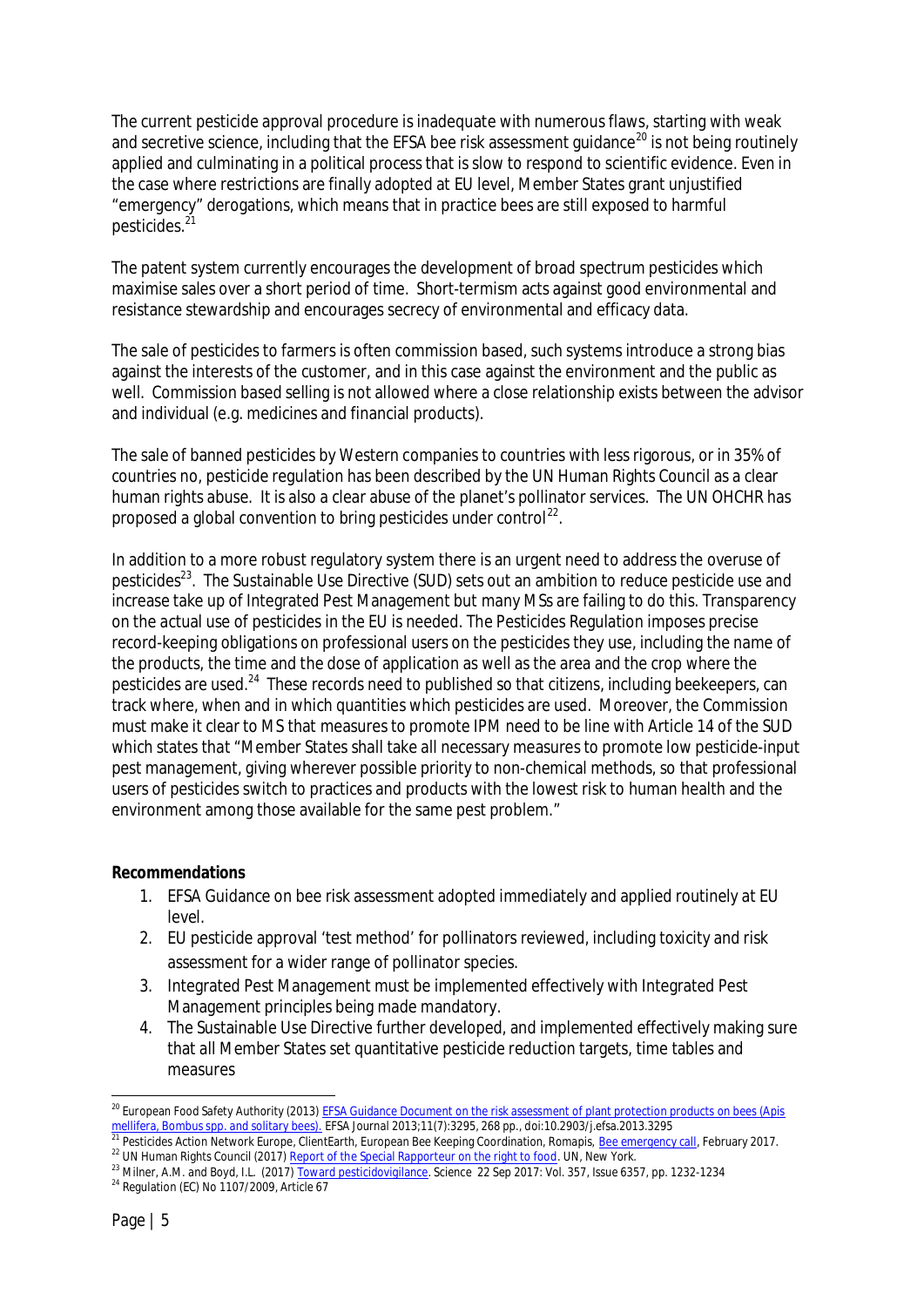The current pesticide approval procedure is inadequate with numerous flaws, starting with weak and secretive science, including that the EFSA bee risk assessment guidance[20] is not being routinely applied and culminating in a political process that is slow to respond to scientific evidence. Even in the case where restrictions are finally adopted at EU level, Member States grant unjustified "emergency" derogations, which means that in practice bees are still exposed to harmful pesticides.[21]

The patent system currently encourages the development of broad spectrum pesticides which maximise sales over a short period of time. Short-termism acts against good environmental and resistance stewardship and encourages secrecy of environmental and efficacy data.

The sale of pesticides to farmers is often commission based, such systems introduce a strong bias against the interests of the customer, and in this case against the environment and the public as well. Commission based selling is not allowed where a close relationship exists between the advisor and individual (e.g. medicines and financial products).

The sale of banned pesticides by Western companies to countries with less rigorous, or in 35% of countries no, pesticide regulation has been described by the UN Human Rights Council as a clear human rights abuse. It is also a clear abuse of the planet's pollinator services. The UN OHCHR has proposed a global convention to bring pesticides under control[22].

In addition to a more robust regulatory system there is an urgent need to address the overuse of pesticides[23]. The Sustainable Use Directive (SUD) sets out an ambition to reduce pesticide use and increase take up of Integrated Pest Management but many MSs are failing to do this. Transparency on the actual use of pesticides in the EU is needed. The Pesticides Regulation imposes precise record-keeping obligations on professional users on the pesticides they use, including the name of the products, the time and the dose of application as well as the area and the crop where the pesticides are used.[24] These records need to published so that citizens, including beekeepers, can track where, when and in which quantities which pesticides are used. Moreover, the Commission must make it clear to MS that measures to promote IPM need to be line with Article 14 of the SUD which states that "Member States shall take all necessary measures to promote low pesticide-input pest management, giving wherever possible priority to non-chemical methods, so that professional users of pesticides switch to practices and products with the lowest risk to human health and the environment among those available for the same pest problem."

**Recommendations**

1. EFSA Guidance on bee risk assessment adopted immediately and applied routinely at EU level.
2. EU pesticide approval 'test method' for pollinators reviewed, including toxicity and risk assessment for a wider range of pollinator species.
3. Integrated Pest Management must be implemented effectively with Integrated Pest Management principles being made mandatory.
4. The Sustainable Use Directive further developed, and implemented effectively making sure that all Member States set quantitative pesticide reduction targets, time tables and measures

---

[20] European Food Safety Authority (2013) EFSA Guidance Document on the risk assessment of plant protection products on bees (Apis mellifera, Bombus spp. and solitary bees). EFSA Journal 2013;11(7):3295, 268 pp., doi:10.2903/j.efsa.2013.3295

[21] Pesticides Action Network Europe, ClientEarth, European Bee Keeping Coordination, Romapis, Bee emergency call, February 2017.

[22] UN Human Rights Council (2017) Report of the Special Rapporteur on the right to food. UN, New York.

[23] Milner, A.M. and Boyd, I.L. (2017) Toward pesticidovigilance. Science 22 Sep 2017: Vol. 357, Issue 6357, pp. 1232-1234

[24] Regulation (EC) No 1107/2009, Article 67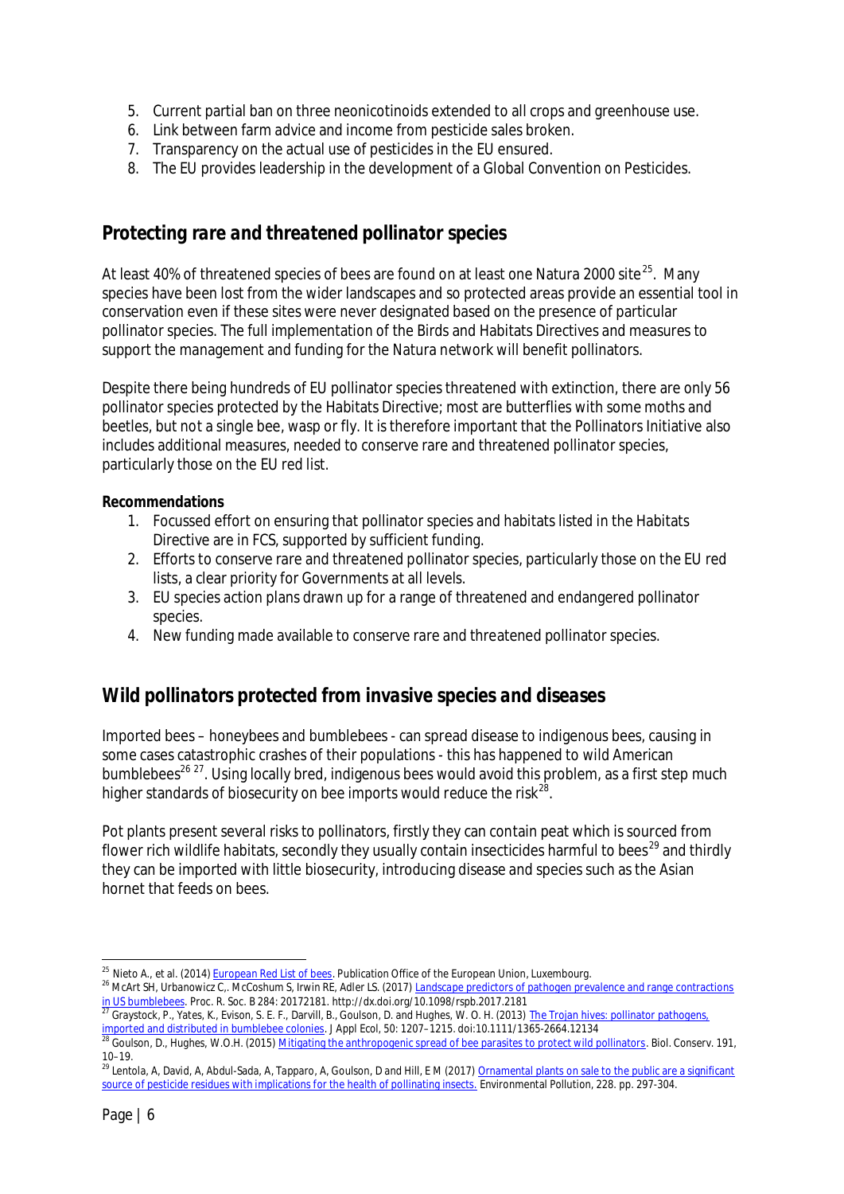5. Current partial ban on three neonicotinoids extended to all crops and greenhouse use.
6. Link between farm advice and income from pesticide sales broken.
7. Transparency on the actual use of pesticides in the EU ensured.
8. The EU provides leadership in the development of a Global Convention on Pesticides.

## Protecting rare and threatened pollinator species

At least 40% of threatened species of bees are found on at least one Natura 2000 site[25]. Many species have been lost from the wider landscapes and so protected areas provide an essential tool in conservation even if these sites were never designated based on the presence of particular pollinator species. The full implementation of the Birds and Habitats Directives and measures to support the management and funding for the Natura network will benefit pollinators.

Despite there being hundreds of EU pollinator species threatened with extinction, there are only 56 pollinator species protected by the Habitats Directive; most are butterflies with some moths and beetles, but not a single bee, wasp or fly. It is therefore important that the Pollinators Initiative also includes additional measures, needed to conserve rare and threatened pollinator species, particularly those on the EU red list.

**Recommendations**

1. Focussed effort on ensuring that pollinator species and habitats listed in the Habitats Directive are in FCS, supported by sufficient funding.
2. Efforts to conserve rare and threatened pollinator species, particularly those on the EU red lists, a clear priority for Governments at all levels.
3. EU species action plans drawn up for a range of threatened and endangered pollinator species.
4. New funding made available to conserve rare and threatened pollinator species.

## Wild pollinators protected from invasive species and diseases

Imported bees – honeybees and bumblebees - can spread disease to indigenous bees, causing in some cases catastrophic crashes of their populations - this has happened to wild American bumblebees[26] [27]. Using locally bred, indigenous bees would avoid this problem, as a first step much higher standards of biosecurity on bee imports would reduce the risk[28].

Pot plants present several risks to pollinators, firstly they can contain peat which is sourced from flower rich wildlife habitats, secondly they usually contain insecticides harmful to bees[29] and thirdly they can be imported with little biosecurity, introducing disease and species such as the Asian hornet that feeds on bees.

---

[25] Nieto A., et al. (2014) European Red List of bees. Publication Office of the European Union, Luxembourg.

[26] McArt SH, Urbanowicz C,. McCoshum S, Irwin RE, Adler LS. (2017) Landscape predictors of pathogen prevalence and range contractions in US bumblebees. Proc. R. Soc. B 284: 20172181. http://dx.doi.org/10.1098/rspb.2017.2181

[27] Graystock, P., Yates, K., Evison, S. E. F., Darvill, B., Goulson, D. and Hughes, W. O. H. (2013) The Trojan hives: pollinator pathogens, imported and distributed in bumblebee colonies. J Appl Ecol, 50: 1207–1215. doi:10.1111/1365-2664.12134

[28] Goulson, D., Hughes, W.O.H. (2015) Mitigating the anthropogenic spread of bee parasites to protect wild pollinators. Biol. Conserv. 191, 10–19.

[29] Lentola, A, David, A, Abdul-Sada, A, Tapparo, A, Goulson, D and Hill, E M (2017) Ornamental plants on sale to the public are a significant source of pesticide residues with implications for the health of pollinating insects. Environmental Pollution, 228. pp. 297-304.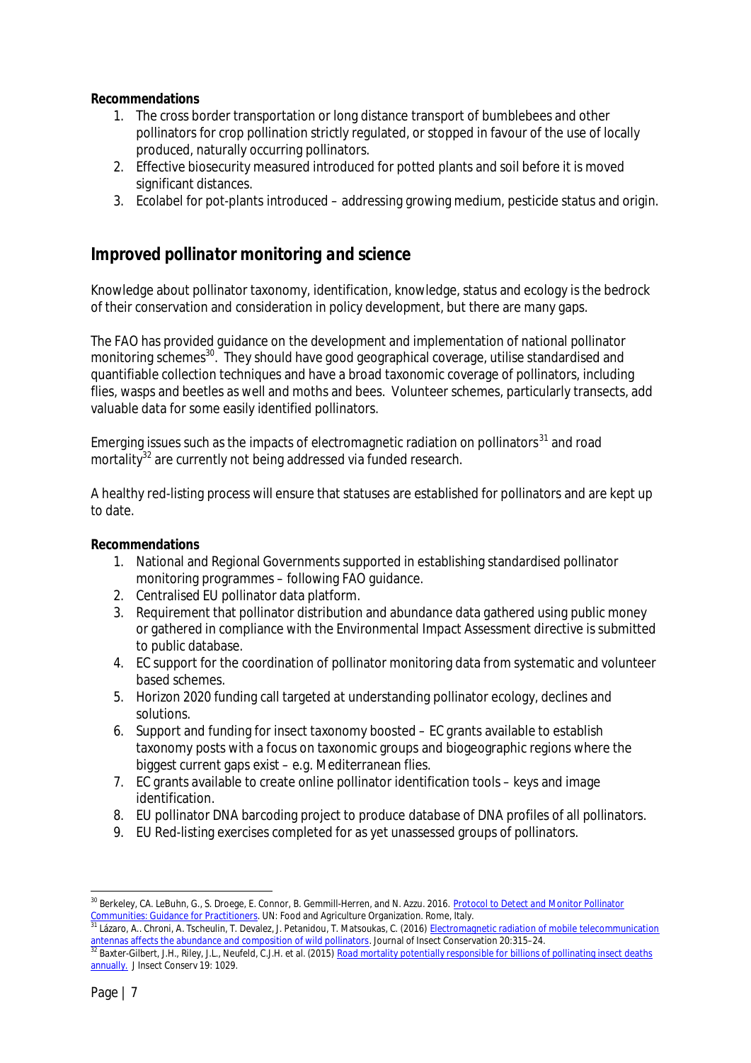**Recommendations**

1. The cross border transportation or long distance transport of bumblebees and other pollinators for crop pollination strictly regulated, or stopped in favour of the use of locally produced, naturally occurring pollinators.
2. Effective biosecurity measured introduced for potted plants and soil before it is moved significant distances.
3. Ecolabel for pot-plants introduced – addressing growing medium, pesticide status and origin.

## Improved pollinator monitoring and science

Knowledge about pollinator taxonomy, identification, knowledge, status and ecology is the bedrock of their conservation and consideration in policy development, but there are many gaps.

The FAO has provided guidance on the development and implementation of national pollinator monitoring schemes[30]. They should have good geographical coverage, utilise standardised and quantifiable collection techniques and have a broad taxonomic coverage of pollinators, including flies, wasps and beetles as well and moths and bees. Volunteer schemes, particularly transects, add valuable data for some easily identified pollinators.

Emerging issues such as the impacts of electromagnetic radiation on pollinators[31] and road mortality[32] are currently not being addressed via funded research.

A healthy red-listing process will ensure that statuses are established for pollinators and are kept up to date.

**Recommendations**

1. National and Regional Governments supported in establishing standardised pollinator monitoring programmes – following FAO guidance.
2. Centralised EU pollinator data platform.
3. Requirement that pollinator distribution and abundance data gathered using public money or gathered in compliance with the Environmental Impact Assessment directive is submitted to public database.
4. EC support for the coordination of pollinator monitoring data from systematic and volunteer based schemes.
5. Horizon 2020 funding call targeted at understanding pollinator ecology, declines and solutions.
6. Support and funding for insect taxonomy boosted – EC grants available to establish taxonomy posts with a focus on taxonomic groups and biogeographic regions where the biggest current gaps exist – e.g. Mediterranean flies.
7. EC grants available to create online pollinator identification tools – keys and image identification.
8. EU pollinator DNA barcoding project to produce database of DNA profiles of all pollinators.
9. EU Red-listing exercises completed for as yet unassessed groups of pollinators.

---

[30] Berkeley, CA. LeBuhn, G., S. Droege, E. Connor, B. Gemmill-Herren, and N. Azzu. 2016. Protocol to Detect and Monitor Pollinator Communities: Guidance for Practitioners. UN: Food and Agriculture Organization. Rome, Italy.

[31] Lázaro, A.. Chroni, A. Tscheulin, T. Devalez, J. Petanidou, T. Matsoukas, C. (2016) Electromagnetic radiation of mobile telecommunication antennas affects the abundance and composition of wild pollinators. Journal of Insect Conservation 20:315–24.

[32] Baxter-Gilbert, J.H., Riley, J.L., Neufeld, C.J.H. et al. (2015) Road mortality potentially responsible for billions of pollinating insect deaths annually. J Insect Conserv 19: 1029.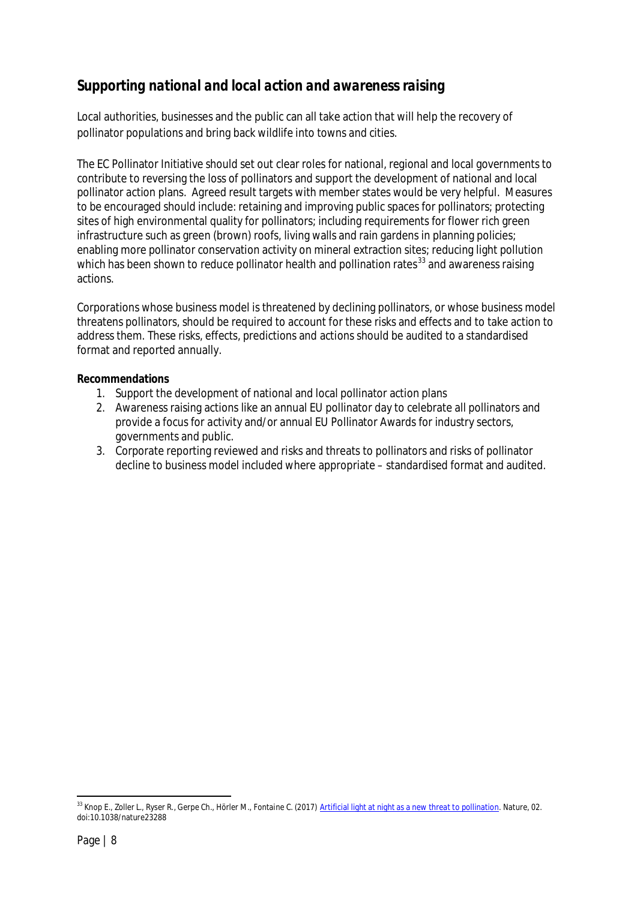## *Supporting national and local action and awareness raising*

Local authorities, businesses and the public can all take action that will help the recovery of pollinator populations and bring back wildlife into towns and cities.

The EC Pollinator Initiative should set out clear roles for national, regional and local governments to contribute to reversing the loss of pollinators and support the development of national and local pollinator action plans. Agreed result targets with member states would be very helpful. Measures to be encouraged should include: retaining and improving public spaces for pollinators; protecting sites of high environmental quality for pollinators; including requirements for flower rich green infrastructure such as green (brown) roofs, living walls and rain gardens in planning policies; enabling more pollinator conservation activity on mineral extraction sites; reducing light pollution which has been shown to reduce pollinator health and pollination rates[33] and awareness raising actions.

Corporations whose business model is threatened by declining pollinators, or whose business model threatens pollinators, should be required to account for these risks and effects and to take action to address them. These risks, effects, predictions and actions should be audited to a standardised format and reported annually.

**Recommendations**

1. Support the development of national and local pollinator action plans
2. Awareness raising actions like an annual EU pollinator day to celebrate all pollinators and provide a focus for activity and/or annual EU Pollinator Awards for industry sectors, governments and public.
3. Corporate reporting reviewed and risks and threats to pollinators and risks of pollinator decline to business model included where appropriate – standardised format and audited.

---

[33] Knop E., Zoller L., Ryser R., Gerpe Ch., Hörler M., Fontaine C. (2017) Artificial light at night as a new threat to pollination. Nature, 02. doi:10.1038/nature23288